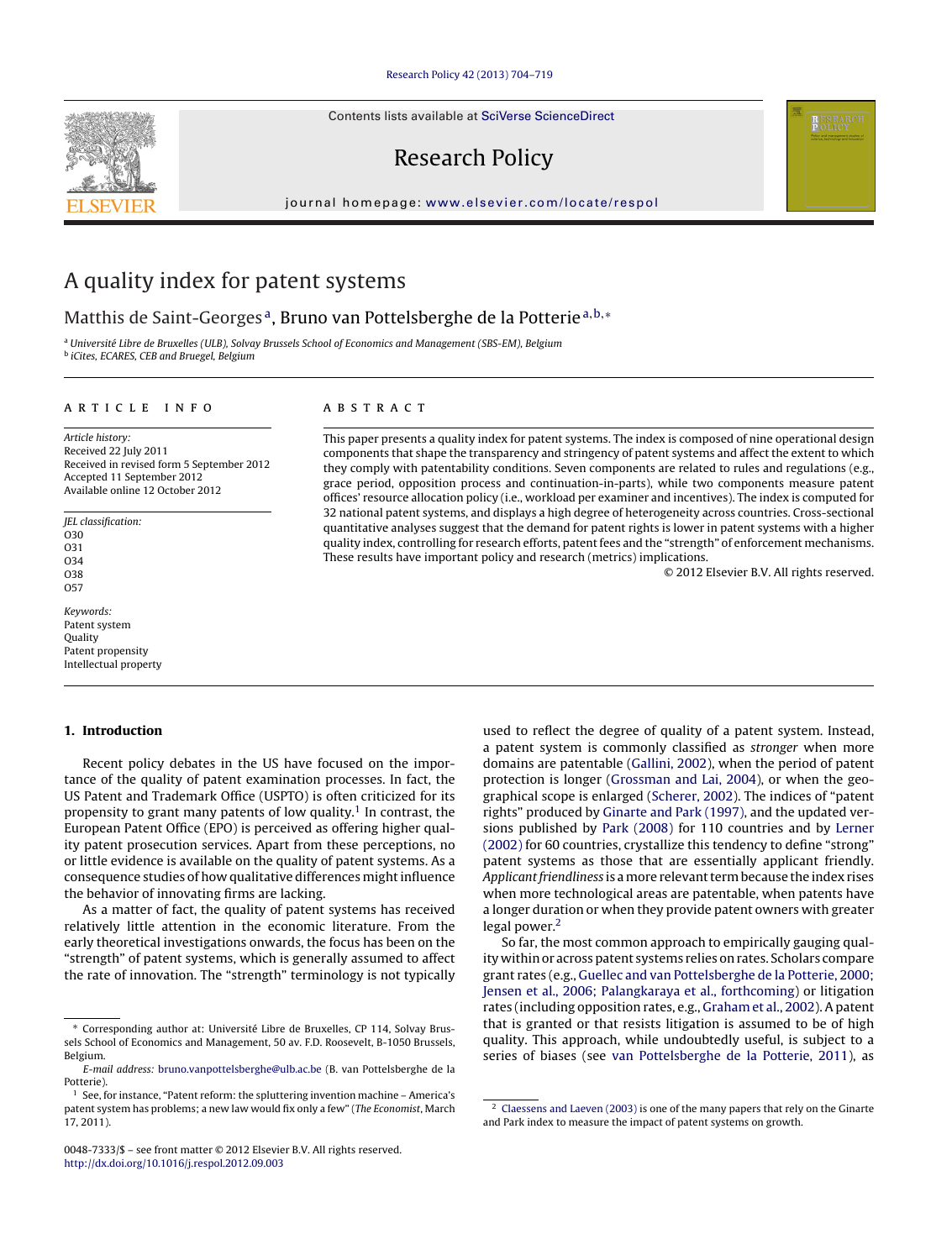# A quality index for patent systems

Matthis de Saint-Georges[a], Bruno van Pottelsberghe de la Potterie[a,b,*]

[a] Université Libre de Bruxelles (ULB), Solvay Brussels School of Economics and Management (SBS-EM), Belgium
[b] iCites, ECARES, CEB and Bruegel, Belgium

## ARTICLE INFO

*Article history:*
Received 22 July 2011
Received in revised form 5 September 2012
Accepted 11 September 2012
Available online 12 October 2012

*JEL classification:*
O30
O31
O34
O38
O57

*Keywords:*
Patent system
Quality
Patent propensity
Intellectual property

## ABSTRACT

This paper presents a quality index for patent systems. The index is composed of nine operational design components that shape the transparency and stringency of patent systems and affect the extent to which they comply with patentability conditions. Seven components are related to rules and regulations (e.g., grace period, opposition process and continuation-in-parts), while two components measure patent offices' resource allocation policy (i.e., workload per examiner and incentives). The index is computed for 32 national patent systems, and displays a high degree of heterogeneity across countries. Cross-sectional quantitative analyses suggest that the demand for patent rights is lower in patent systems with a higher quality index, controlling for research efforts, patent fees and the "strength" of enforcement mechanisms. These results have important policy and research (metrics) implications.

© 2012 Elsevier B.V. All rights reserved.

## 1. Introduction

Recent policy debates in the US have focused on the importance of the quality of patent examination processes. In fact, the US Patent and Trademark Office (USPTO) is often criticized for its propensity to grant many patents of low quality.[1] In contrast, the European Patent Office (EPO) is perceived as offering higher quality patent prosecution services. Apart from these perceptions, no or little evidence is available on the quality of patent systems. As a consequence studies of how qualitative differences might influence the behavior of innovating firms are lacking.

As a matter of fact, the quality of patent systems has received relatively little attention in the economic literature. From the early theoretical investigations onwards, the focus has been on the "strength" of patent systems, which is generally assumed to affect the rate of innovation. The "strength" terminology is not typically used to reflect the degree of quality of a patent system. Instead, a patent system is commonly classified as *stronger* when more domains are patentable (Gallini, 2002), when the period of patent protection is longer (Grossman and Lai, 2004), or when the geographical scope is enlarged (Scherer, 2002). The indices of "patent rights" produced by Ginarte and Park (1997), and the updated versions published by Park (2008) for 110 countries and by Lerner (2002) for 60 countries, crystallize this tendency to define "strong" patent systems as those that are essentially applicant friendly. *Applicant friendliness* is a more relevant term because the index rises when more technological areas are patentable, when patents have a longer duration or when they provide patent owners with greater legal power.[2]

So far, the most common approach to empirically gauging quality within or across patent systems relies on rates. Scholars compare grant rates (e.g., Guellec and van Pottelsberghe de la Potterie, 2000; Jensen et al., 2006; Palangkaraya et al., forthcoming) or litigation rates (including opposition rates, e.g., Graham et al., 2002). A patent that is granted or that resists litigation is assumed to be of high quality. This approach, while undoubtedly useful, is subject to a series of biases (see van Pottelsberghe de la Potterie, 2011), as

---

* Corresponding author at: Université Libre de Bruxelles, CP 114, Solvay Brussels School of Economics and Management, 50 av. F.D. Roosevelt, B-1050 Brussels, Belgium.
*E-mail address:* bruno.vanpottelsberghe@ulb.ac.be (B. van Pottelsberghe de la Potterie).

[1] See, for instance, "Patent reform: the spluttering invention machine – America's patent system has problems; a new law would fix only a few" (*The Economist*, March 17, 2011).

[2] Claessens and Laeven (2003) is one of the many papers that rely on the Ginarte and Park index to measure the impact of patent systems on growth.

0048-7333/$ – see front matter © 2012 Elsevier B.V. All rights reserved.
http://dx.doi.org/10.1016/j.respol.2012.09.003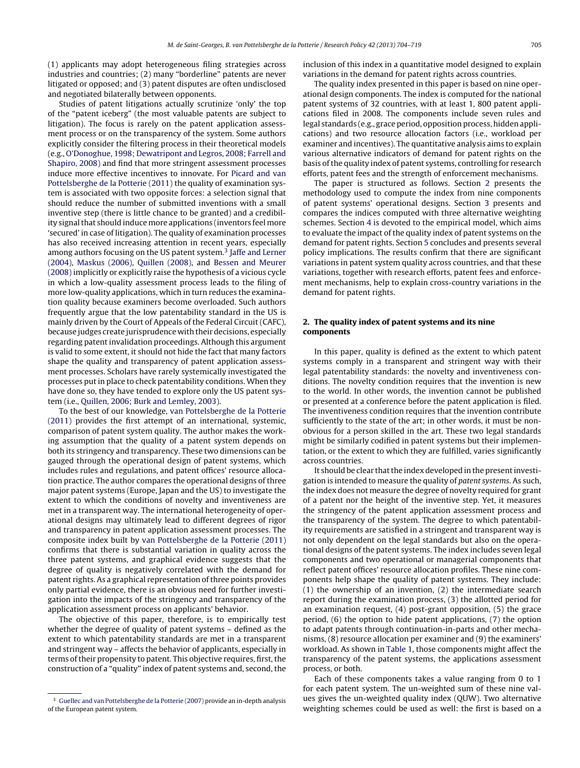(1) applicants may adopt heterogeneous filing strategies across industries and countries; (2) many "borderline" patents are never litigated or opposed; and (3) patent disputes are often undisclosed and negotiated bilaterally between opponents.

Studies of patent litigations actually scrutinize 'only' the top of the "patent iceberg" (the most valuable patents are subject to litigation). The focus is rarely on the patent application assessment process or on the transparency of the system. Some authors explicitly consider the filtering process in their theoretical models (e.g., O'Donoghue, 1998; Dewatripont and Legros, 2008; Farrell and Shapiro, 2008) and find that more stringent assessment processes induce more effective incentives to innovate. For Picard and van Pottelsberghe de la Potterie (2011) the quality of examination system is associated with two opposite forces: a selection signal that should reduce the number of submitted inventions with a small inventive step (there is little chance to be granted) and a credibility signal that should induce more applications (inventors feel more 'secured' in case of litigation). The quality of examination processes has also received increasing attention in recent years, especially among authors focusing on the US patent system.[3] Jaffe and Lerner (2004), Maskus (2006), Quillen (2008), and Bessen and Meurer (2008) implicitly or explicitly raise the hypothesis of a vicious cycle in which a low-quality assessment process leads to the filing of more low-quality applications, which in turn reduces the examination quality because examiners become overloaded. Such authors frequently argue that the low patentability standard in the US is mainly driven by the Court of Appeals of the Federal Circuit (CAFC), because judges create jurisprudence with their decisions, especially regarding patent invalidation proceedings. Although this argument is valid to some extent, it should not hide the fact that many factors shape the quality and transparency of patent application assessment processes. Scholars have rarely systemically investigated the processes put in place to check patentability conditions. When they have done so, they have tended to explore only the US patent system (i.e., Quillen, 2006; Burk and Lemley, 2003).

To the best of our knowledge, van Pottelsberghe de la Potterie (2011) provides the first attempt of an international, systemic, comparison of patent system quality. The author makes the working assumption that the quality of a patent system depends on both its stringency and transparency. These two dimensions can be gauged through the operational design of patent systems, which includes rules and regulations, and patent offices' resource allocation practice. The author compares the operational designs of three major patent systems (Europe, Japan and the US) to investigate the extent to which the conditions of novelty and inventiveness are met in a transparent way. The international heterogeneity of operational designs may ultimately lead to different degrees of rigor and transparency in patent application assessment processes. The composite index built by van Pottelsberghe de la Potterie (2011) confirms that there is substantial variation in quality across the three patent systems, and graphical evidence suggests that the degree of quality is negatively correlated with the demand for patent rights. As a graphical representation of three points provides only partial evidence, there is an obvious need for further investigation into the impacts of the stringency and transparency of the application assessment process on applicants' behavior.

The objective of this paper, therefore, is to empirically test whether the degree of quality of patent systems – defined as the extent to which patentability standards are met in a transparent and stringent way – affects the behavior of applicants, especially in terms of their propensity to patent. This objective requires, first, the construction of a "quality" index of patent systems and, second, the inclusion of this index in a quantitative model designed to explain variations in the demand for patent rights across countries.

The quality index presented in this paper is based on nine operational design components. The index is computed for the national patent systems of 32 countries, with at least 1, 800 patent applications filed in 2008. The components include seven rules and legal standards (e.g., grace period, opposition process, hidden applications) and two resource allocation factors (i.e., workload per examiner and incentives). The quantitative analysis aims to explain various alternative indicators of demand for patent rights on the basis of the quality index of patent systems, controlling for research efforts, patent fees and the strength of enforcement mechanisms.

The paper is structured as follows. Section 2 presents the methodology used to compute the index from nine components of patent systems' operational designs. Section 3 presents and compares the indices computed with three alternative weighting schemes. Section 4 is devoted to the empirical model, which aims to evaluate the impact of the quality index of patent systems on the demand for patent rights. Section 5 concludes and presents several policy implications. The results confirm that there are significant variations in patent system quality across countries, and that these variations, together with research efforts, patent fees and enforcement mechanisms, help to explain cross-country variations in the demand for patent rights.

## 2. The quality index of patent systems and its nine components

In this paper, quality is defined as the extent to which patent systems comply in a transparent and stringent way with their legal patentability standards: the novelty and inventiveness conditions. The novelty condition requires that the invention is new to the world. In other words, the invention cannot be published or presented at a conference before the patent application is filed. The inventiveness condition requires that the invention contribute sufficiently to the state of the art; in other words, it must be non-obvious for a person skilled in the art. These two legal standards might be similarly codified in patent systems but their implementation, or the extent to which they are fulfilled, varies significantly across countries.

It should be clear that the index developed in the present investigation is intended to measure the quality of *patent systems*. As such, the index does not measure the degree of novelty required for grant of a patent nor the height of the inventive step. Yet, it measures the stringency of the patent application assessment process and the transparency of the system. The degree to which patentability requirements are satisfied in a stringent and transparent way is not only dependent on the legal standards but also on the operational designs of the patent systems. The index includes seven legal components and two operational or managerial components that reflect patent offices' resource allocation profiles. These nine components help shape the quality of patent systems. They include: (1) the ownership of an invention, (2) the intermediate search report during the examination process, (3) the allotted period for an examination request, (4) post-grant opposition, (5) the grace period, (6) the option to hide patent applications, (7) the option to adapt patents through continuation-in-parts and other mechanisms, (8) resource allocation per examiner and (9) the examiners' workload. As shown in Table 1, those components might affect the transparency of the patent systems, the applications assessment process, or both.

Each of these components takes a value ranging from 0 to 1 for each patent system. The un-weighted sum of these nine values gives the un-weighted quality index (QUW). Two alternative weighting schemes could be used as well: the first is based on a

[3] Guellec and van Pottelsberghe de la Potterie (2007) provide an in-depth analysis of the European patent system.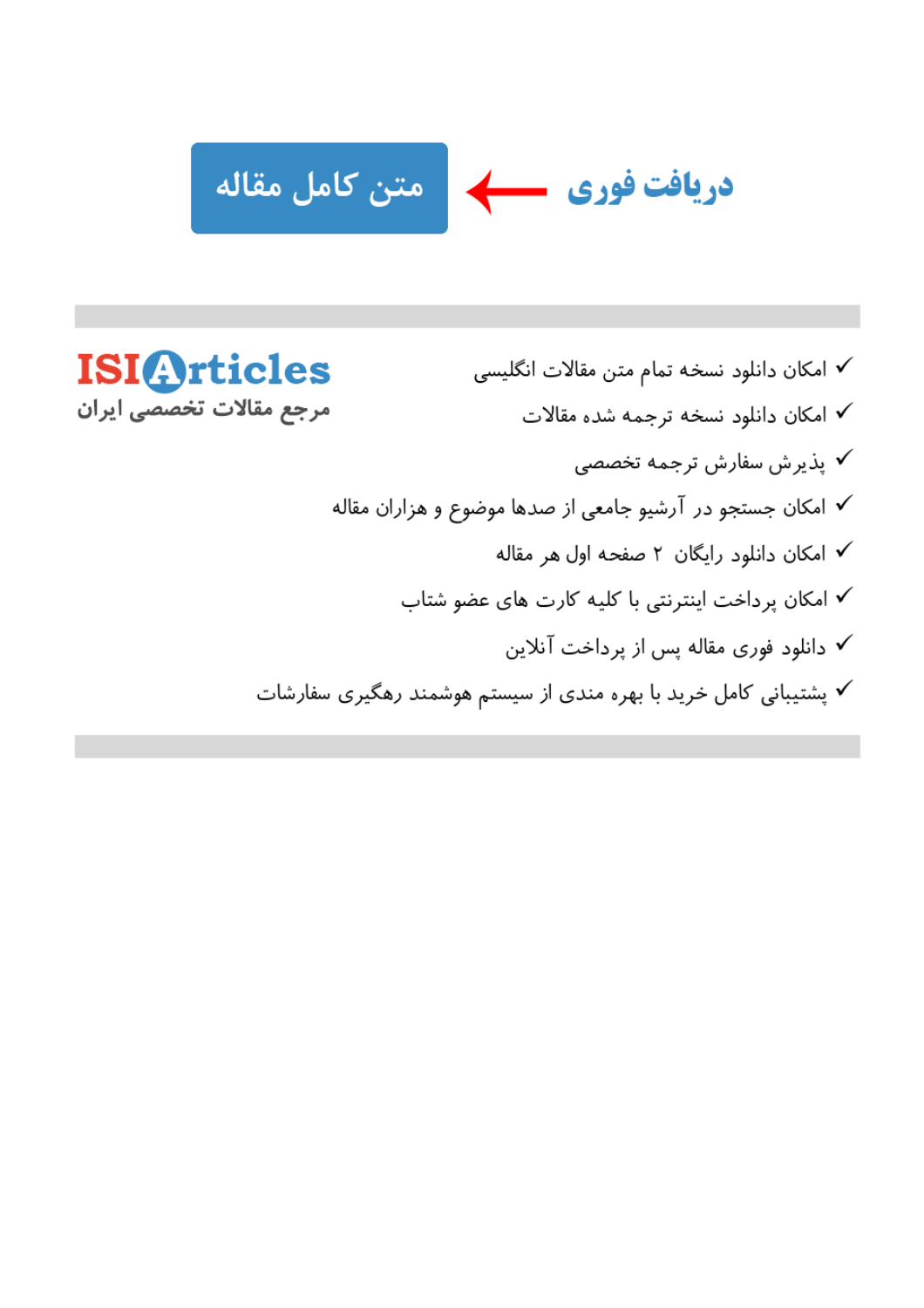دریافت فوری ← **متن کامل مقاله**

**ISIArticles**
مرجع مقالات تخصصی ایران

- ✓ امکان دانلود نسخه تمام متن مقالات انگلیسی
- ✓ امکان دانلود نسخه ترجمه شده مقالات
- ✓ پذیرش سفارش ترجمه تخصصی
- ✓ امکان جستجو در آرشیو جامعی از صدها موضوع و هزاران مقاله
- ✓ امکان دانلود رایگان ۲ صفحه اول هر مقاله
- ✓ امکان پرداخت اینترنتی با کلیه کارت های عضو شتاب
- ✓ دانلود فوری مقاله پس از پرداخت آنلاین
- ✓ پشتیبانی کامل خرید با بهره مندی از سیستم هوشمند رهگیری سفارشات